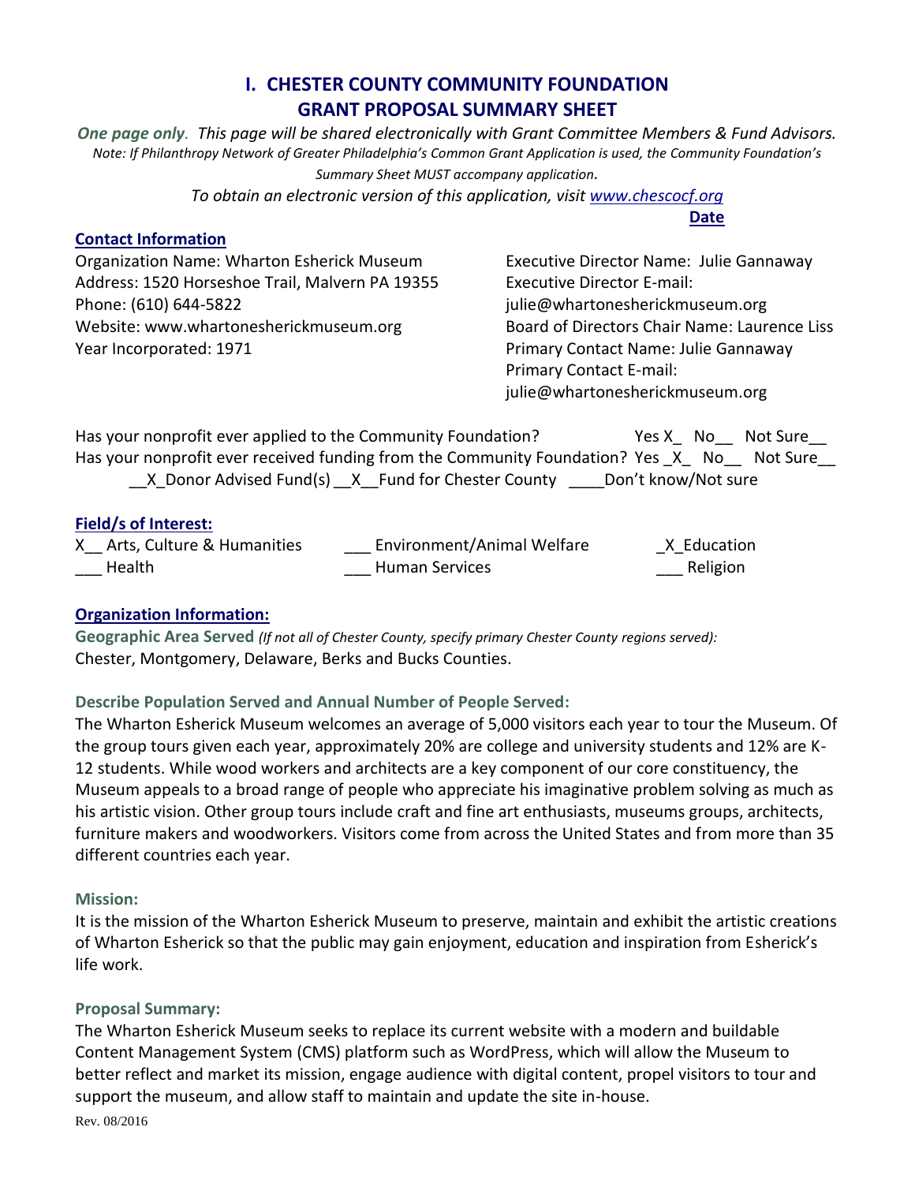# I. CHESTER COUNTY COMMUNITY FOUNDATION
# GRANT PROPOSAL SUMMARY SHEET

***One page only**. This page will be shared electronically with Grant Committee Members & Fund Advisors.*

*Note: If Philanthropy Network of Greater Philadelphia's Common Grant Application is used, the Community Foundation's Summary Sheet MUST accompany application.*

*To obtain an electronic version of this application, visit [www.chescocf.org](www.chescocf.org)*

**Date**

## Contact Information

Organization Name: Wharton Esherick Museum
Address: 1520 Horseshoe Trail, Malvern PA 19355
Phone: (610) 644-5822
Website: www.whartonesherickmuseum.org
Year Incorporated: 1971

Executive Director Name: Julie Gannaway
Executive Director E-mail: julie@whartonesherickmuseum.org
Board of Directors Chair Name: Laurence Liss
Primary Contact Name: Julie Gannaway
Primary Contact E-mail: julie@whartonesherickmuseum.org

Has your nonprofit ever applied to the Community Foundation? Yes X_ No__ Not Sure__

Has your nonprofit ever received funding from the Community Foundation? Yes _X_ No__ Not Sure__

__X_Donor Advised Fund(s) __X__Fund for Chester County ____Don't know/Not sure

## Field/s of Interest:

X__ Arts, Culture & Humanities ___ Environment/Animal Welfare _X_Education
___ Health ___ Human Services ___ Religion

## Organization Information:

**Geographic Area Served** *(If not all of Chester County, specify primary Chester County regions served):*
Chester, Montgomery, Delaware, Berks and Bucks Counties.

**Describe Population Served and Annual Number of People Served:**
The Wharton Esherick Museum welcomes an average of 5,000 visitors each year to tour the Museum. Of the group tours given each year, approximately 20% are college and university students and 12% are K-12 students. While wood workers and architects are a key component of our core constituency, the Museum appeals to a broad range of people who appreciate his imaginative problem solving as much as his artistic vision. Other group tours include craft and fine art enthusiasts, museums groups, architects, furniture makers and woodworkers. Visitors come from across the United States and from more than 35 different countries each year.

**Mission:**
It is the mission of the Wharton Esherick Museum to preserve, maintain and exhibit the artistic creations of Wharton Esherick so that the public may gain enjoyment, education and inspiration from Esherick's life work.

**Proposal Summary:**
The Wharton Esherick Museum seeks to replace its current website with a modern and buildable Content Management System (CMS) platform such as WordPress, which will allow the Museum to better reflect and market its mission, engage audience with digital content, propel visitors to tour and support the museum, and allow staff to maintain and update the site in-house.

Rev. 08/2016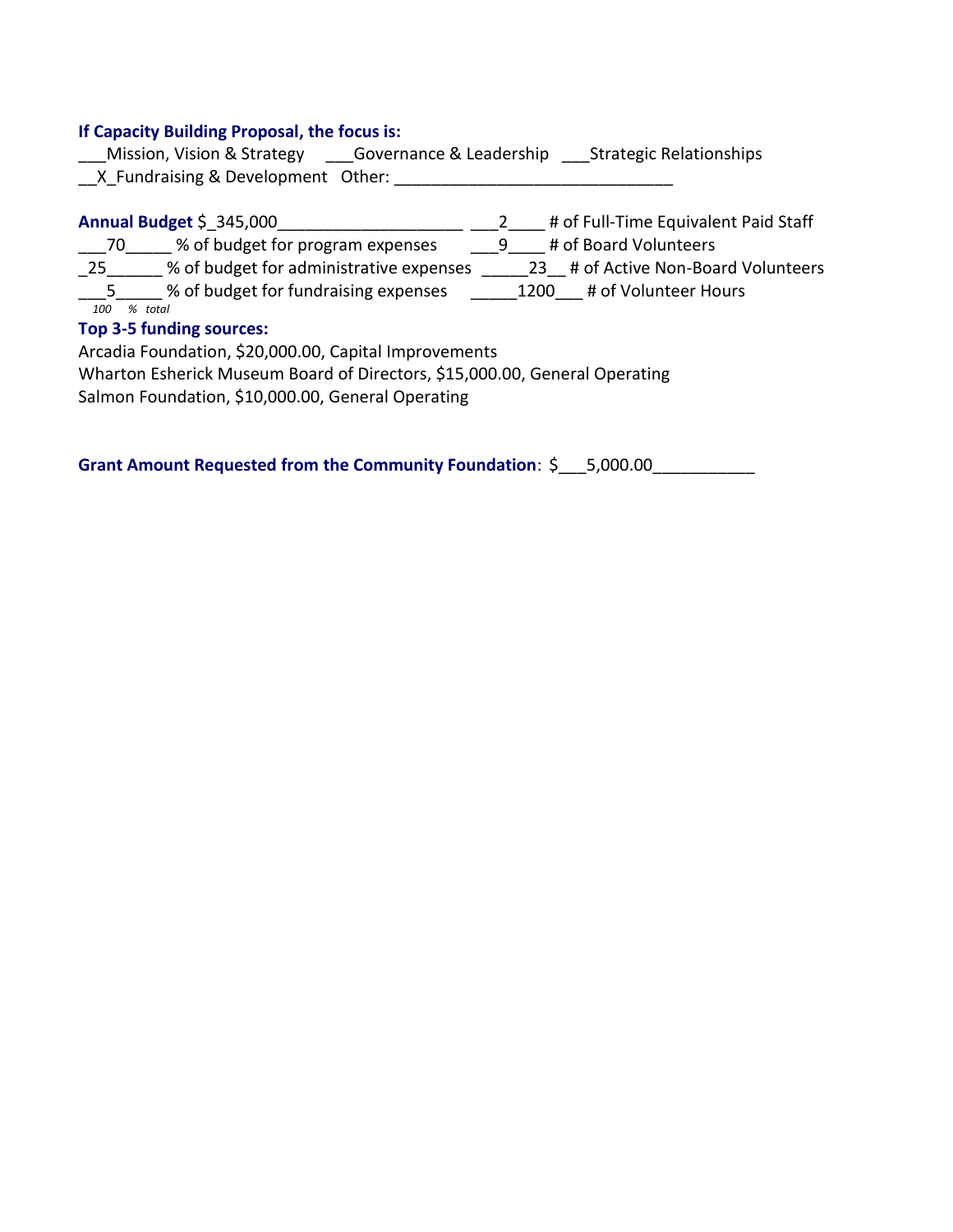**If Capacity Building Proposal, the focus is:**

___Mission, Vision & Strategy ___Governance & Leadership ___Strategic Relationships
__X_Fundraising & Development Other: ______________________________

**Annual Budget** $_345,000____________________ ___2____ # of Full-Time Equivalent Paid Staff
___70_____ % of budget for program expenses ___9____ # of Board Volunteers
_25______ % of budget for administrative expenses _____23__ # of Active Non-Board Volunteers
___5_____ % of budget for fundraising expenses _____1200___ # of Volunteer Hours
*100 % total*

**Top 3-5 funding sources:**

Arcadia Foundation, $20,000.00, Capital Improvements
Wharton Esherick Museum Board of Directors, $15,000.00, General Operating
Salmon Foundation, $10,000.00, General Operating

**Grant Amount Requested from the Community Foundation**: $___5,000.00___________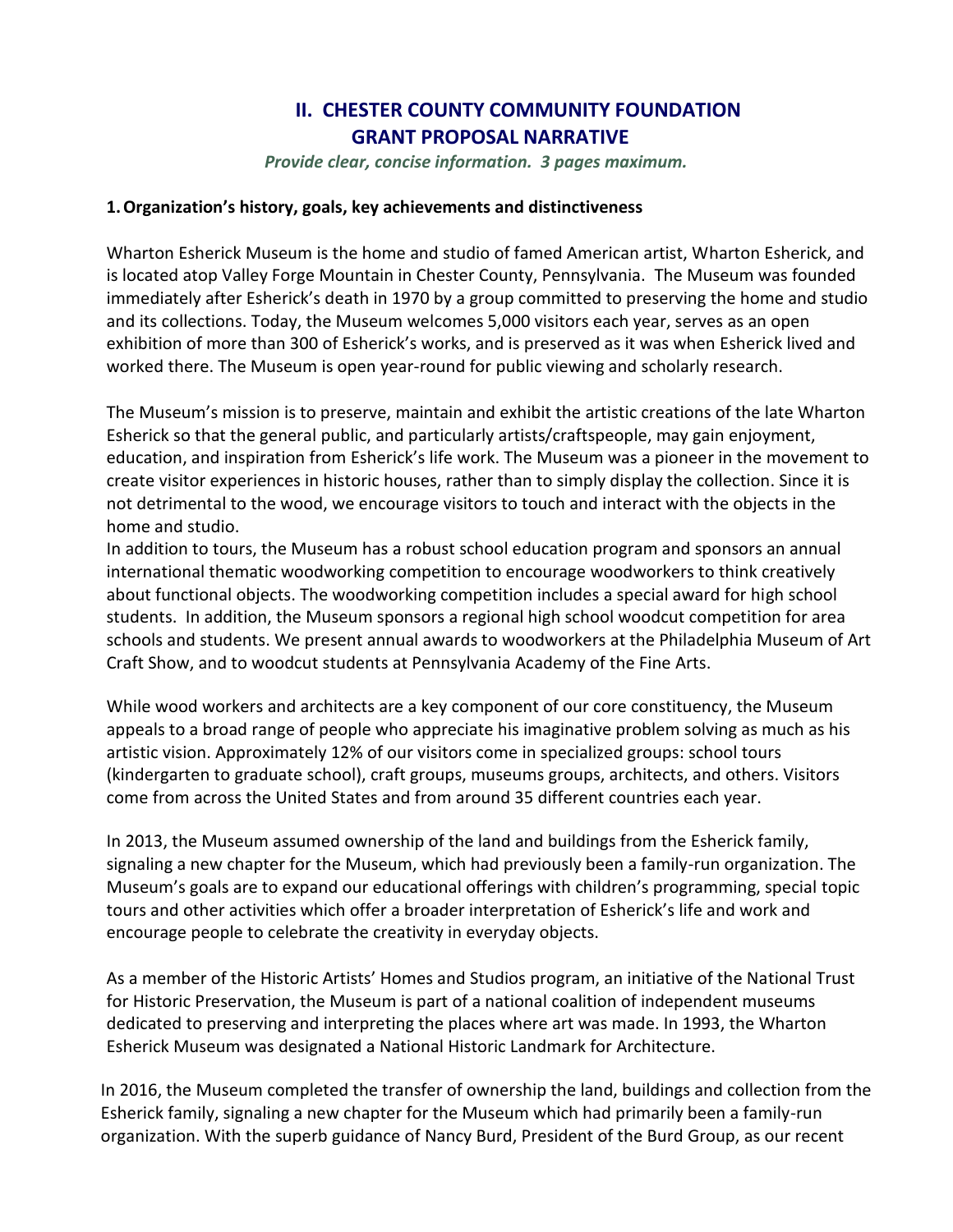# II. CHESTER COUNTY COMMUNITY FOUNDATION GRANT PROPOSAL NARRATIVE

*Provide clear, concise information. 3 pages maximum.*

**1. Organization's history, goals, key achievements and distinctiveness**

Wharton Esherick Museum is the home and studio of famed American artist, Wharton Esherick, and is located atop Valley Forge Mountain in Chester County, Pennsylvania. The Museum was founded immediately after Esherick's death in 1970 by a group committed to preserving the home and studio and its collections. Today, the Museum welcomes 5,000 visitors each year, serves as an open exhibition of more than 300 of Esherick's works, and is preserved as it was when Esherick lived and worked there. The Museum is open year-round for public viewing and scholarly research.

The Museum's mission is to preserve, maintain and exhibit the artistic creations of the late Wharton Esherick so that the general public, and particularly artists/craftspeople, may gain enjoyment, education, and inspiration from Esherick's life work. The Museum was a pioneer in the movement to create visitor experiences in historic houses, rather than to simply display the collection. Since it is not detrimental to the wood, we encourage visitors to touch and interact with the objects in the home and studio.

In addition to tours, the Museum has a robust school education program and sponsors an annual international thematic woodworking competition to encourage woodworkers to think creatively about functional objects. The woodworking competition includes a special award for high school students. In addition, the Museum sponsors a regional high school woodcut competition for area schools and students. We present annual awards to woodworkers at the Philadelphia Museum of Art Craft Show, and to woodcut students at Pennsylvania Academy of the Fine Arts.

While wood workers and architects are a key component of our core constituency, the Museum appeals to a broad range of people who appreciate his imaginative problem solving as much as his artistic vision. Approximately 12% of our visitors come in specialized groups: school tours (kindergarten to graduate school), craft groups, museums groups, architects, and others. Visitors come from across the United States and from around 35 different countries each year.

In 2013, the Museum assumed ownership of the land and buildings from the Esherick family, signaling a new chapter for the Museum, which had previously been a family-run organization. The Museum's goals are to expand our educational offerings with children's programming, special topic tours and other activities which offer a broader interpretation of Esherick's life and work and encourage people to celebrate the creativity in everyday objects.

As a member of the Historic Artists' Homes and Studios program, an initiative of the National Trust for Historic Preservation, the Museum is part of a national coalition of independent museums dedicated to preserving and interpreting the places where art was made. In 1993, the Wharton Esherick Museum was designated a National Historic Landmark for Architecture.

In 2016, the Museum completed the transfer of ownership the land, buildings and collection from the Esherick family, signaling a new chapter for the Museum which had primarily been a family-run organization. With the superb guidance of Nancy Burd, President of the Burd Group, as our recent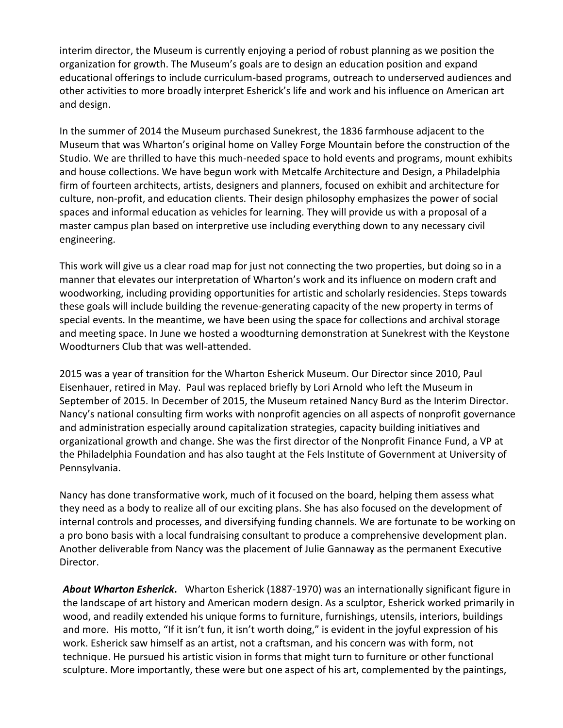interim director, the Museum is currently enjoying a period of robust planning as we position the organization for growth. The Museum's goals are to design an education position and expand educational offerings to include curriculum-based programs, outreach to underserved audiences and other activities to more broadly interpret Esherick's life and work and his influence on American art and design.

In the summer of 2014 the Museum purchased Sunekrest, the 1836 farmhouse adjacent to the Museum that was Wharton's original home on Valley Forge Mountain before the construction of the Studio. We are thrilled to have this much-needed space to hold events and programs, mount exhibits and house collections. We have begun work with Metcalfe Architecture and Design, a Philadelphia firm of fourteen architects, artists, designers and planners, focused on exhibit and architecture for culture, non-profit, and education clients. Their design philosophy emphasizes the power of social spaces and informal education as vehicles for learning. They will provide us with a proposal of a master campus plan based on interpretive use including everything down to any necessary civil engineering.

This work will give us a clear road map for just not connecting the two properties, but doing so in a manner that elevates our interpretation of Wharton's work and its influence on modern craft and woodworking, including providing opportunities for artistic and scholarly residencies. Steps towards these goals will include building the revenue-generating capacity of the new property in terms of special events. In the meantime, we have been using the space for collections and archival storage and meeting space. In June we hosted a woodturning demonstration at Sunekrest with the Keystone Woodturners Club that was well-attended.

2015 was a year of transition for the Wharton Esherick Museum. Our Director since 2010, Paul Eisenhauer, retired in May. Paul was replaced briefly by Lori Arnold who left the Museum in September of 2015. In December of 2015, the Museum retained Nancy Burd as the Interim Director. Nancy's national consulting firm works with nonprofit agencies on all aspects of nonprofit governance and administration especially around capitalization strategies, capacity building initiatives and organizational growth and change. She was the first director of the Nonprofit Finance Fund, a VP at the Philadelphia Foundation and has also taught at the Fels Institute of Government at University of Pennsylvania.

Nancy has done transformative work, much of it focused on the board, helping them assess what they need as a body to realize all of our exciting plans. She has also focused on the development of internal controls and processes, and diversifying funding channels. We are fortunate to be working on a pro bono basis with a local fundraising consultant to produce a comprehensive development plan. Another deliverable from Nancy was the placement of Julie Gannaway as the permanent Executive Director.

***About Wharton Esherick.*** Wharton Esherick (1887-1970) was an internationally significant figure in the landscape of art history and American modern design. As a sculptor, Esherick worked primarily in wood, and readily extended his unique forms to furniture, furnishings, utensils, interiors, buildings and more. His motto, "If it isn't fun, it isn't worth doing," is evident in the joyful expression of his work. Esherick saw himself as an artist, not a craftsman, and his concern was with form, not technique. He pursued his artistic vision in forms that might turn to furniture or other functional sculpture. More importantly, these were but one aspect of his art, complemented by the paintings,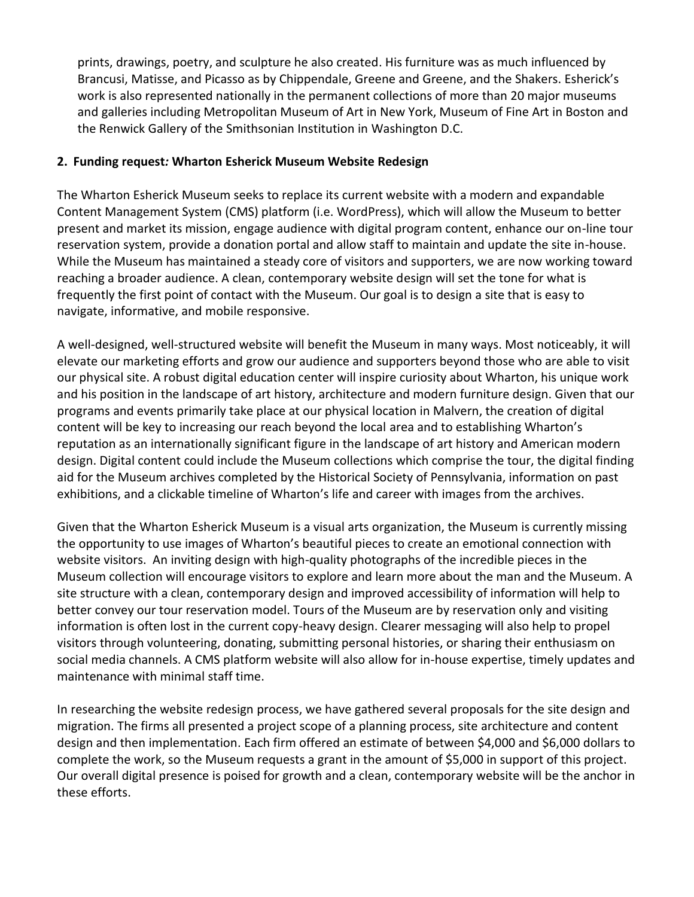prints, drawings, poetry, and sculpture he also created. His furniture was as much influenced by Brancusi, Matisse, and Picasso as by Chippendale, Greene and Greene, and the Shakers. Esherick's work is also represented nationally in the permanent collections of more than 20 major museums and galleries including Metropolitan Museum of Art in New York, Museum of Fine Art in Boston and the Renwick Gallery of the Smithsonian Institution in Washington D.C.

**2. Funding request*:* Wharton Esherick Museum Website Redesign**

The Wharton Esherick Museum seeks to replace its current website with a modern and expandable Content Management System (CMS) platform (i.e. WordPress), which will allow the Museum to better present and market its mission, engage audience with digital program content, enhance our on-line tour reservation system, provide a donation portal and allow staff to maintain and update the site in-house. While the Museum has maintained a steady core of visitors and supporters, we are now working toward reaching a broader audience. A clean, contemporary website design will set the tone for what is frequently the first point of contact with the Museum. Our goal is to design a site that is easy to navigate, informative, and mobile responsive.

A well-designed, well-structured website will benefit the Museum in many ways. Most noticeably, it will elevate our marketing efforts and grow our audience and supporters beyond those who are able to visit our physical site. A robust digital education center will inspire curiosity about Wharton, his unique work and his position in the landscape of art history, architecture and modern furniture design. Given that our programs and events primarily take place at our physical location in Malvern, the creation of digital content will be key to increasing our reach beyond the local area and to establishing Wharton's reputation as an internationally significant figure in the landscape of art history and American modern design. Digital content could include the Museum collections which comprise the tour, the digital finding aid for the Museum archives completed by the Historical Society of Pennsylvania, information on past exhibitions, and a clickable timeline of Wharton's life and career with images from the archives.

Given that the Wharton Esherick Museum is a visual arts organization, the Museum is currently missing the opportunity to use images of Wharton's beautiful pieces to create an emotional connection with website visitors. An inviting design with high-quality photographs of the incredible pieces in the Museum collection will encourage visitors to explore and learn more about the man and the Museum. A site structure with a clean, contemporary design and improved accessibility of information will help to better convey our tour reservation model. Tours of the Museum are by reservation only and visiting information is often lost in the current copy-heavy design. Clearer messaging will also help to propel visitors through volunteering, donating, submitting personal histories, or sharing their enthusiasm on social media channels. A CMS platform website will also allow for in-house expertise, timely updates and maintenance with minimal staff time.

In researching the website redesign process, we have gathered several proposals for the site design and migration. The firms all presented a project scope of a planning process, site architecture and content design and then implementation. Each firm offered an estimate of between $4,000 and $6,000 dollars to complete the work, so the Museum requests a grant in the amount of $5,000 in support of this project. Our overall digital presence is poised for growth and a clean, contemporary website will be the anchor in these efforts.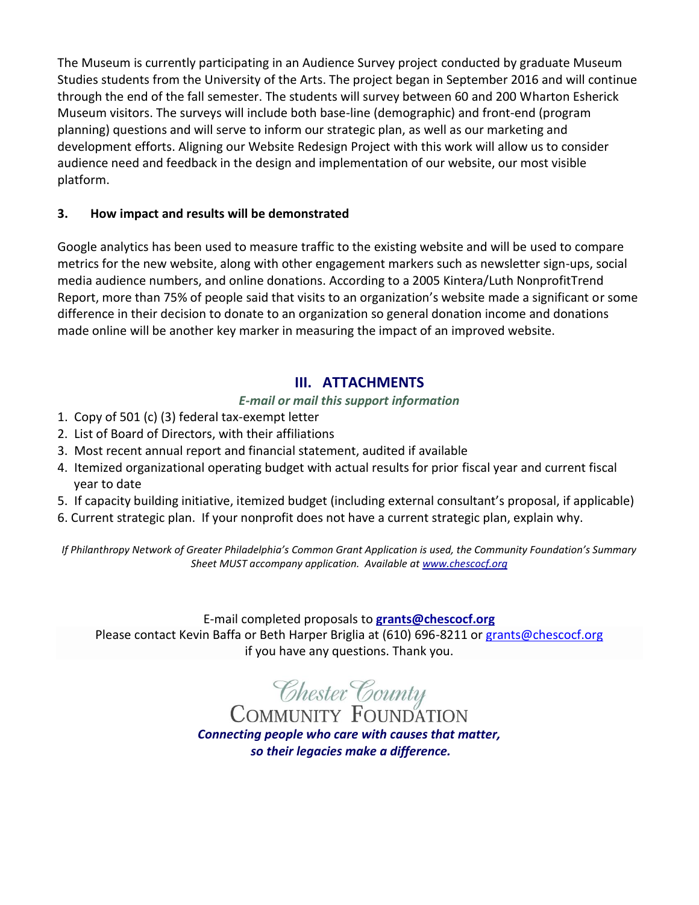The Museum is currently participating in an Audience Survey project conducted by graduate Museum Studies students from the University of the Arts. The project began in September 2016 and will continue through the end of the fall semester. The students will survey between 60 and 200 Wharton Esherick Museum visitors. The surveys will include both base-line (demographic) and front-end (program planning) questions and will serve to inform our strategic plan, as well as our marketing and development efforts. Aligning our Website Redesign Project with this work will allow us to consider audience need and feedback in the design and implementation of our website, our most visible platform.

**3. How impact and results will be demonstrated**

Google analytics has been used to measure traffic to the existing website and will be used to compare metrics for the new website, along with other engagement markers such as newsletter sign-ups, social media audience numbers, and online donations. According to a 2005 Kintera/Luth NonprofitTrend Report, more than 75% of people said that visits to an organization's website made a significant or some difference in their decision to donate to an organization so general donation income and donations made online will be another key marker in measuring the impact of an improved website.

## III. ATTACHMENTS

***E-mail or mail this support information***

1. Copy of 501 (c) (3) federal tax-exempt letter
2. List of Board of Directors, with their affiliations
3. Most recent annual report and financial statement, audited if available
4. Itemized organizational operating budget with actual results for prior fiscal year and current fiscal year to date
5. If capacity building initiative, itemized budget (including external consultant's proposal, if applicable)
6. Current strategic plan. If your nonprofit does not have a current strategic plan, explain why.

*If Philanthropy Network of Greater Philadelphia's Common Grant Application is used, the Community Foundation's Summary Sheet MUST accompany application. Available at [www.chescocf.org](www.chescocf.org)*

E-mail completed proposals to **grants@chescocf.org**
Please contact Kevin Baffa or Beth Harper Briglia at (610) 696-8211 or grants@chescocf.org if you have any questions. Thank you.

Chester County
COMMUNITY FOUNDATION

***Connecting people who care with causes that matter, so their legacies make a difference.***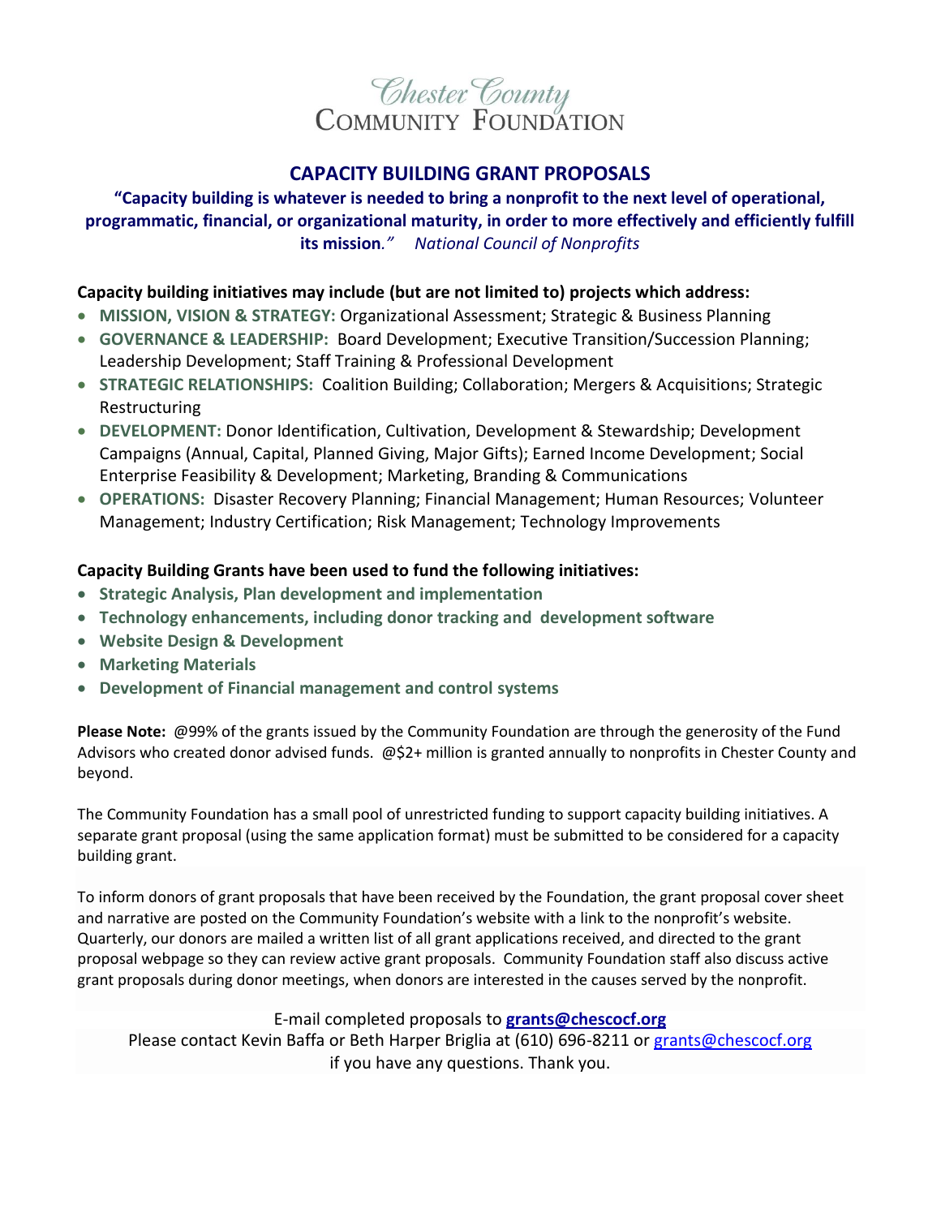# Chester County COMMUNITY FOUNDATION

## CAPACITY BUILDING GRANT PROPOSALS

**"Capacity building is whatever is needed to bring a nonprofit to the next level of operational, programmatic, financial, or organizational maturity, in order to more effectively and efficiently fulfill its mission***."*    *National Council of Nonprofits*

**Capacity building initiatives may include (but are not limited to) projects which address:**

- **MISSION, VISION & STRATEGY:** Organizational Assessment; Strategic & Business Planning
- **GOVERNANCE & LEADERSHIP:** Board Development; Executive Transition/Succession Planning; Leadership Development; Staff Training & Professional Development
- **STRATEGIC RELATIONSHIPS:** Coalition Building; Collaboration; Mergers & Acquisitions; Strategic Restructuring
- **DEVELOPMENT:** Donor Identification, Cultivation, Development & Stewardship; Development Campaigns (Annual, Capital, Planned Giving, Major Gifts); Earned Income Development; Social Enterprise Feasibility & Development; Marketing, Branding & Communications
- **OPERATIONS:** Disaster Recovery Planning; Financial Management; Human Resources; Volunteer Management; Industry Certification; Risk Management; Technology Improvements

**Capacity Building Grants have been used to fund the following initiatives:**

- **Strategic Analysis, Plan development and implementation**
- **Technology enhancements, including donor tracking and development software**
- **Website Design & Development**
- **Marketing Materials**
- **Development of Financial management and control systems**

**Please Note:** @99% of the grants issued by the Community Foundation are through the generosity of the Fund Advisors who created donor advised funds. @$2+ million is granted annually to nonprofits in Chester County and beyond.

The Community Foundation has a small pool of unrestricted funding to support capacity building initiatives. A separate grant proposal (using the same application format) must be submitted to be considered for a capacity building grant.

To inform donors of grant proposals that have been received by the Foundation, the grant proposal cover sheet and narrative are posted on the Community Foundation's website with a link to the nonprofit's website. Quarterly, our donors are mailed a written list of all grant applications received, and directed to the grant proposal webpage so they can review active grant proposals. Community Foundation staff also discuss active grant proposals during donor meetings, when donors are interested in the causes served by the nonprofit.

E-mail completed proposals to **grants@chescocf.org**
Please contact Kevin Baffa or Beth Harper Briglia at (610) 696-8211 or grants@chescocf.org if you have any questions. Thank you.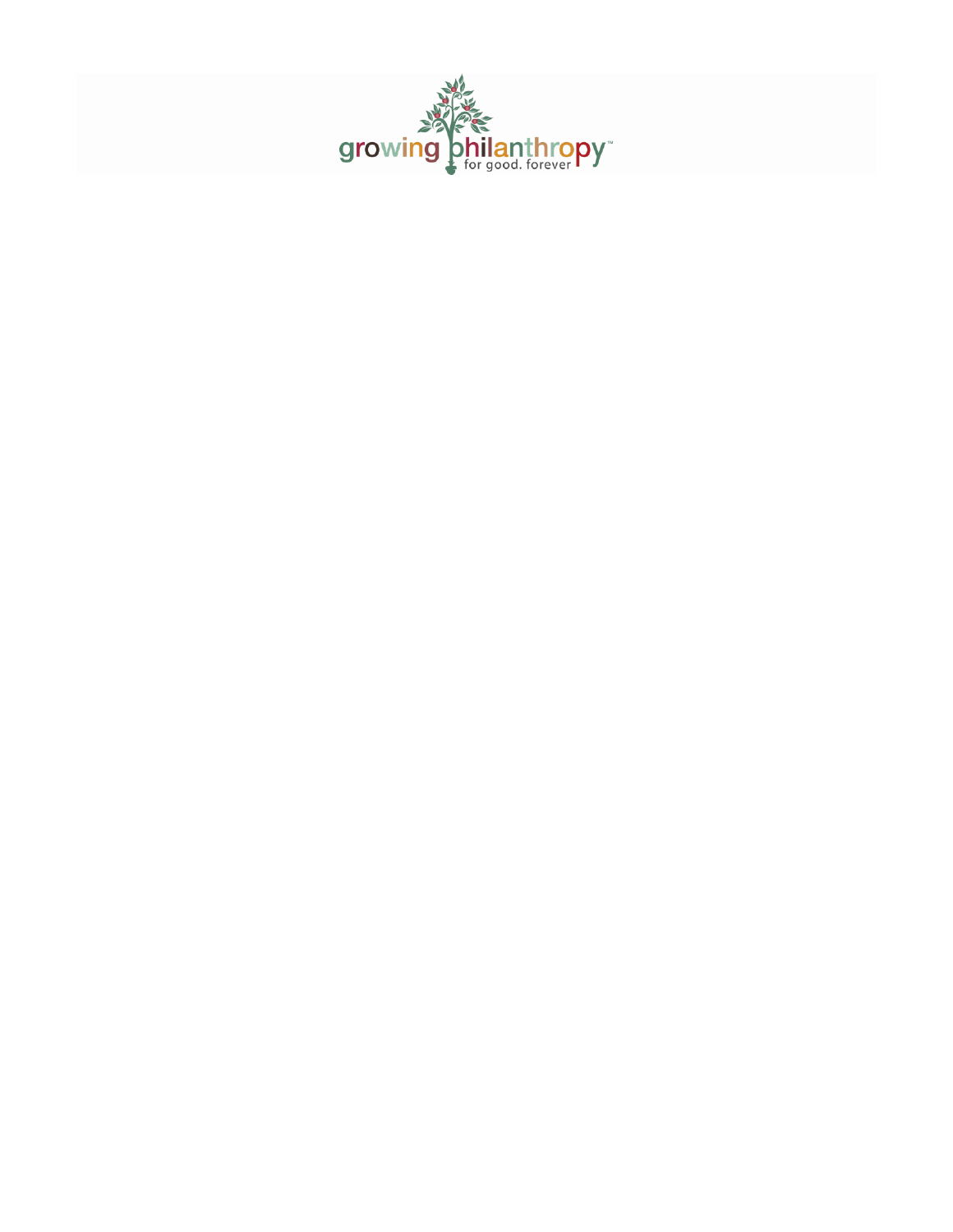growing philanthropy™

for good. forever